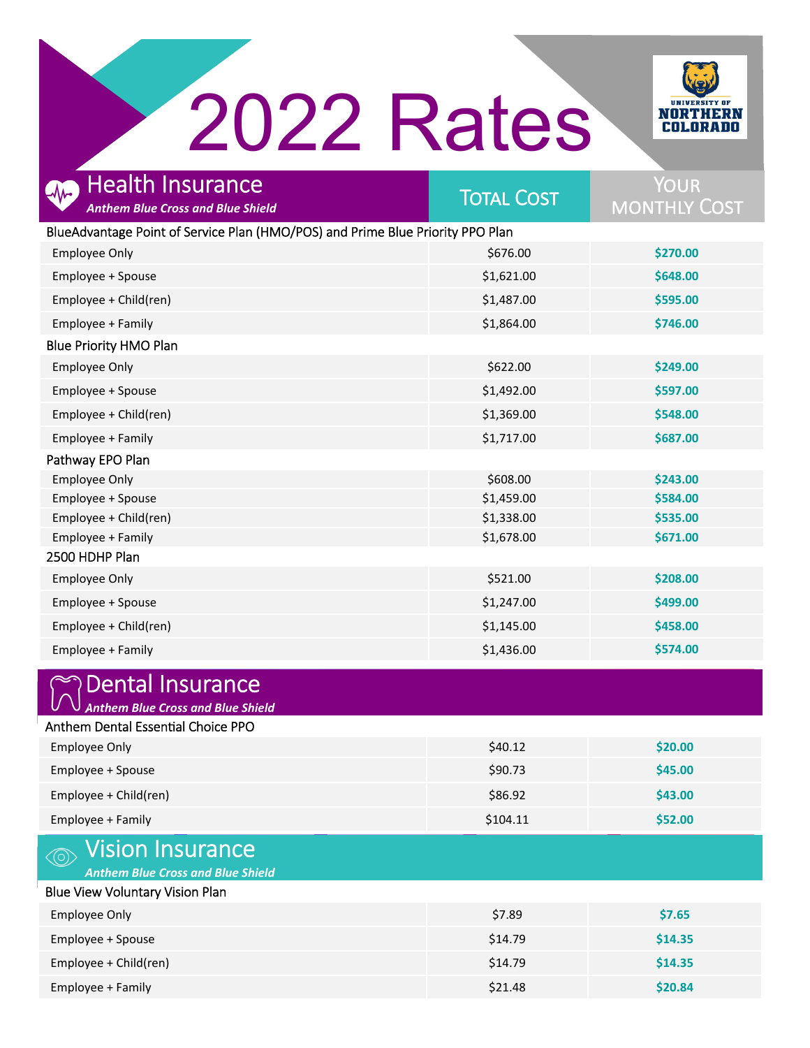# 2022 Rates

University of Northern Colorado

## Health Insurance

*Anthem Blue Cross and Blue Shield*

| | Total Cost | Your Monthly Cost |
|---|---|---|
| **BlueAdvantage Point of Service Plan (HMO/POS) and Prime Blue Priority PPO Plan** | | |
| Employee Only | $676.00 | **$270.00** |
| Employee + Spouse | $1,621.00 | **$648.00** |
| Employee + Child(ren) | $1,487.00 | **$595.00** |
| Employee + Family | $1,864.00 | **$746.00** |
| **Blue Priority HMO Plan** | | |
| Employee Only | $622.00 | **$249.00** |
| Employee + Spouse | $1,492.00 | **$597.00** |
| Employee + Child(ren) | $1,369.00 | **$548.00** |
| Employee + Family | $1,717.00 | **$687.00** |
| **Pathway EPO Plan** | | |
| Employee Only | $608.00 | **$243.00** |
| Employee + Spouse | $1,459.00 | **$584.00** |
| Employee + Child(ren) | $1,338.00 | **$535.00** |
| Employee + Family | $1,678.00 | **$671.00** |
| **2500 HDHP Plan** | | |
| Employee Only | $521.00 | **$208.00** |
| Employee + Spouse | $1,247.00 | **$499.00** |
| Employee + Child(ren) | $1,145.00 | **$458.00** |
| Employee + Family | $1,436.00 | **$574.00** |

## Dental Insurance

*Anthem Blue Cross and Blue Shield*

| Anthem Dental Essential Choice PPO | Total Cost | Your Monthly Cost |
|---|---|---|
| Employee Only | $40.12 | **$20.00** |
| Employee + Spouse | $90.73 | **$45.00** |
| Employee + Child(ren) | $86.92 | **$43.00** |
| Employee + Family | $104.11 | **$52.00** |

## Vision Insurance

*Anthem Blue Cross and Blue Shield*

| Blue View Voluntary Vision Plan | Total Cost | Your Monthly Cost |
|---|---|---|
| Employee Only | $7.89 | **$7.65** |
| Employee + Spouse | $14.79 | **$14.35** |
| Employee + Child(ren) | $14.79 | **$14.35** |
| Employee + Family | $21.48 | **$20.84** |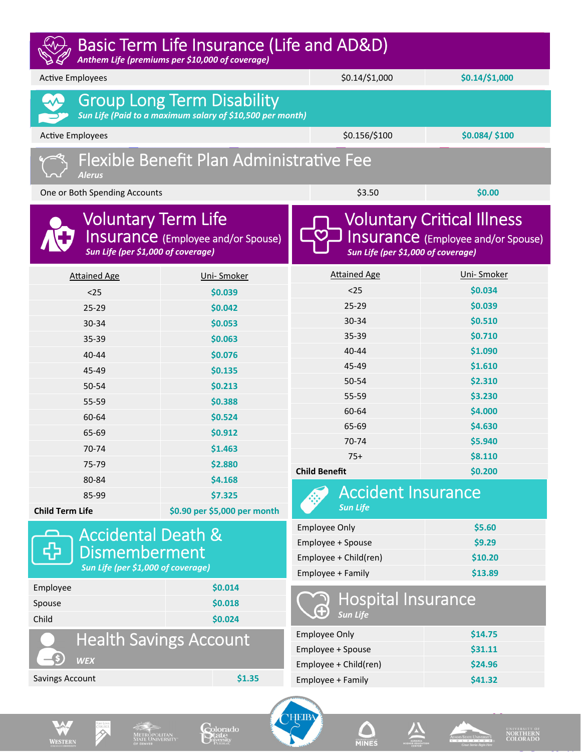## Basic Term Life Insurance (Life and AD&D)

*Anthem Life (premiums per $10,000 of coverage)*

| | | |
|---|---|---|
| Active Employees | $0.14/$1,000 | $0.14/$1,000 |

## Group Long Term Disability

*Sun Life (Paid to a maximum salary of $10,500 per month)*

| | | |
|---|---|---|
| Active Employees | $0.156/$100 | $0.084/ $100 |

## Flexible Benefit Plan Administrative Fee

*Alerus*

| | | |
|---|---|---|
| One or Both Spending Accounts | $3.50 | $0.00 |

## Voluntary Term Life Insurance (Employee and/or Spouse)

*Sun Life (per $1,000 of coverage)*

| Attained Age | Uni- Smoker |
|---|---|
| <25 | $0.039 |
| 25-29 | $0.042 |
| 30-34 | $0.053 |
| 35-39 | $0.063 |
| 40-44 | $0.076 |
| 45-49 | $0.135 |
| 50-54 | $0.213 |
| 55-59 | $0.388 |
| 60-64 | $0.524 |
| 65-69 | $0.912 |
| 70-74 | $1.463 |
| 75-79 | $2.880 |
| 80-84 | $4.168 |
| 85-99 | $7.325 |
| **Child Term Life** | $0.90 per $5,000 per month |

## Voluntary Critical Illness Insurance (Employee and/or Spouse)

*Sun Life (per $1,000 of coverage)*

| Attained Age | Uni- Smoker |
|---|---|
| <25 | $0.034 |
| 25-29 | $0.039 |
| 30-34 | $0.510 |
| 35-39 | $0.710 |
| 40-44 | $1.090 |
| 45-49 | $1.610 |
| 50-54 | $2.310 |
| 55-59 | $3.230 |
| 60-64 | $4.000 |
| 65-69 | $4.630 |
| 70-74 | $5.940 |
| 75+ | $8.110 |
| **Child Benefit** | $0.200 |

## Accidental Death & Dismemberment

*Sun Life (per $1,000 of coverage)*

| | |
|---|---|
| Employee | $0.014 |
| Spouse | $0.018 |
| Child | $0.024 |

## Accident Insurance

*Sun Life*

| | |
|---|---|
| Employee Only | $5.60 |
| Employee + Spouse | $9.29 |
| Employee + Child(ren) | $10.20 |
| Employee + Family | $13.89 |

## Health Savings Account

*WEX*

| | |
|---|---|
| Savings Account | $1.35 |

## Hospital Insurance

*Sun Life*

| | |
|---|---|
| Employee Only | $14.75 |
| Employee + Spouse | $31.11 |
| Employee + Child(ren) | $24.96 |
| Employee + Family | $41.32 |